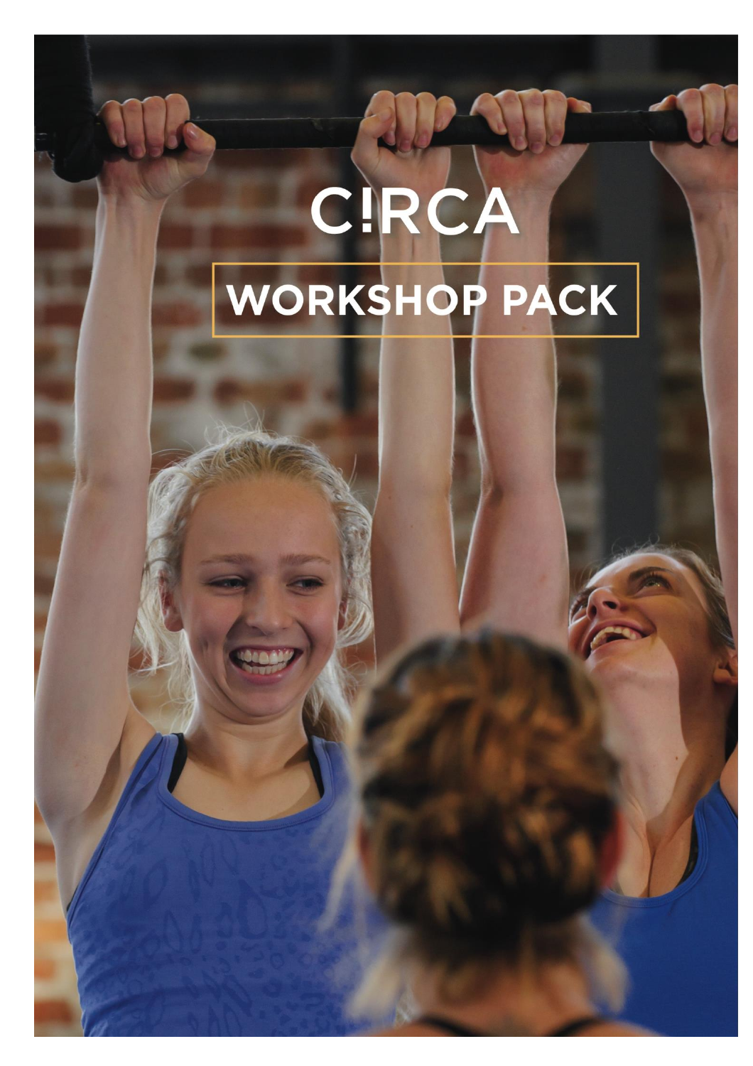# C!RCA

## WORKSHOP PACK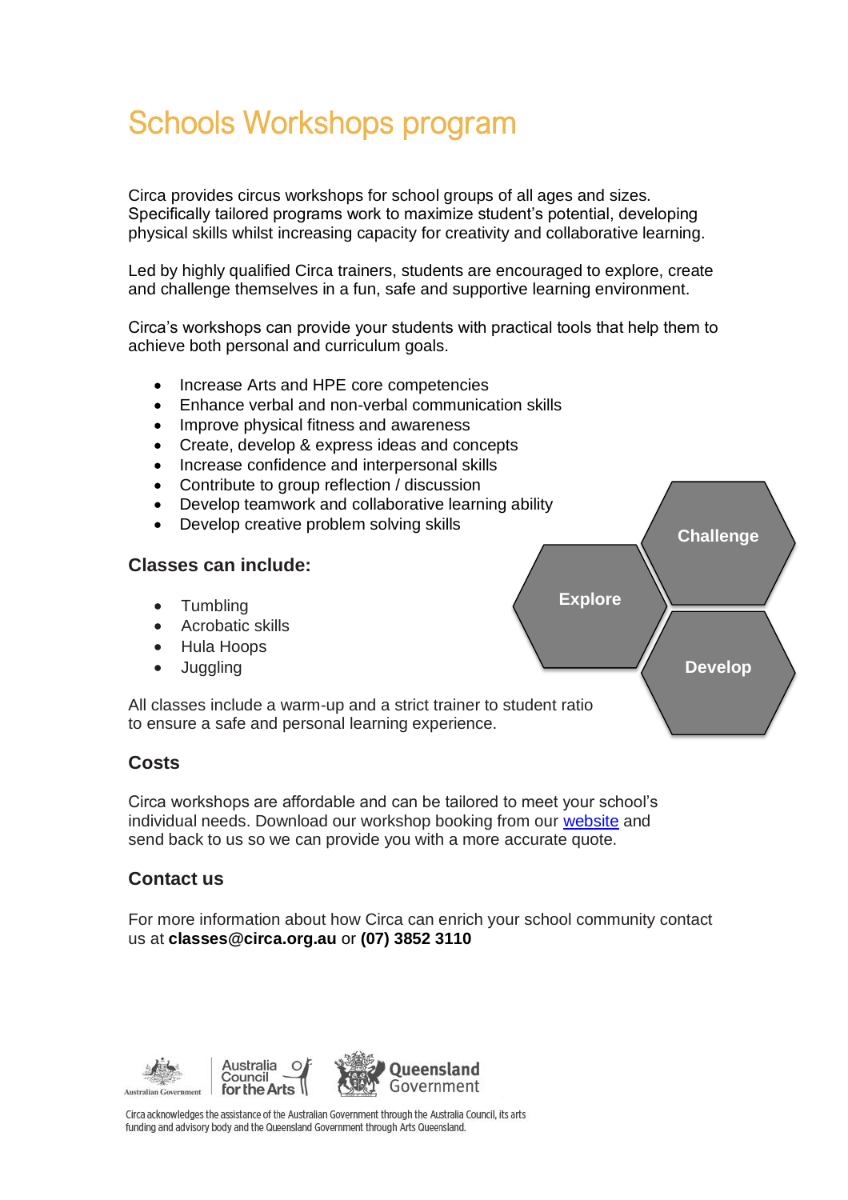# Schools Workshops program

Circa provides circus workshops for school groups of all ages and sizes. Specifically tailored programs work to maximize student's potential, developing physical skills whilst increasing capacity for creativity and collaborative learning.

Led by highly qualified Circa trainers, students are encouraged to explore, create and challenge themselves in a fun, safe and supportive learning environment.

Circa's workshops can provide your students with practical tools that help them to achieve both personal and curriculum goals.

- Increase Arts and HPE core competencies
- Enhance verbal and non-verbal communication skills
- Improve physical fitness and awareness
- Create, develop & express ideas and concepts
- Increase confidence and interpersonal skills
- Contribute to group reflection / discussion
- Develop teamwork and collaborative learning ability
- Develop creative problem solving skills

Challenge

Explore

Develop

### Classes can include:

- Tumbling
- Acrobatic skills
- Hula Hoops
- Juggling

All classes include a warm-up and a strict trainer to student ratio to ensure a safe and personal learning experience.

### Costs

Circa workshops are affordable and can be tailored to meet your school's individual needs. Download our workshop booking from our website and send back to us so we can provide you with a more accurate quote.

### Contact us

For more information about how Circa can enrich your school community contact us at **classes@circa.org.au** or **(07) 3852 3110**

Australian Government | Australia Council for the Arts | Queensland Government

Circa acknowledges the assistance of the Australian Government through the Australia Council, its arts funding and advisory body and the Queensland Government through Arts Queensland.